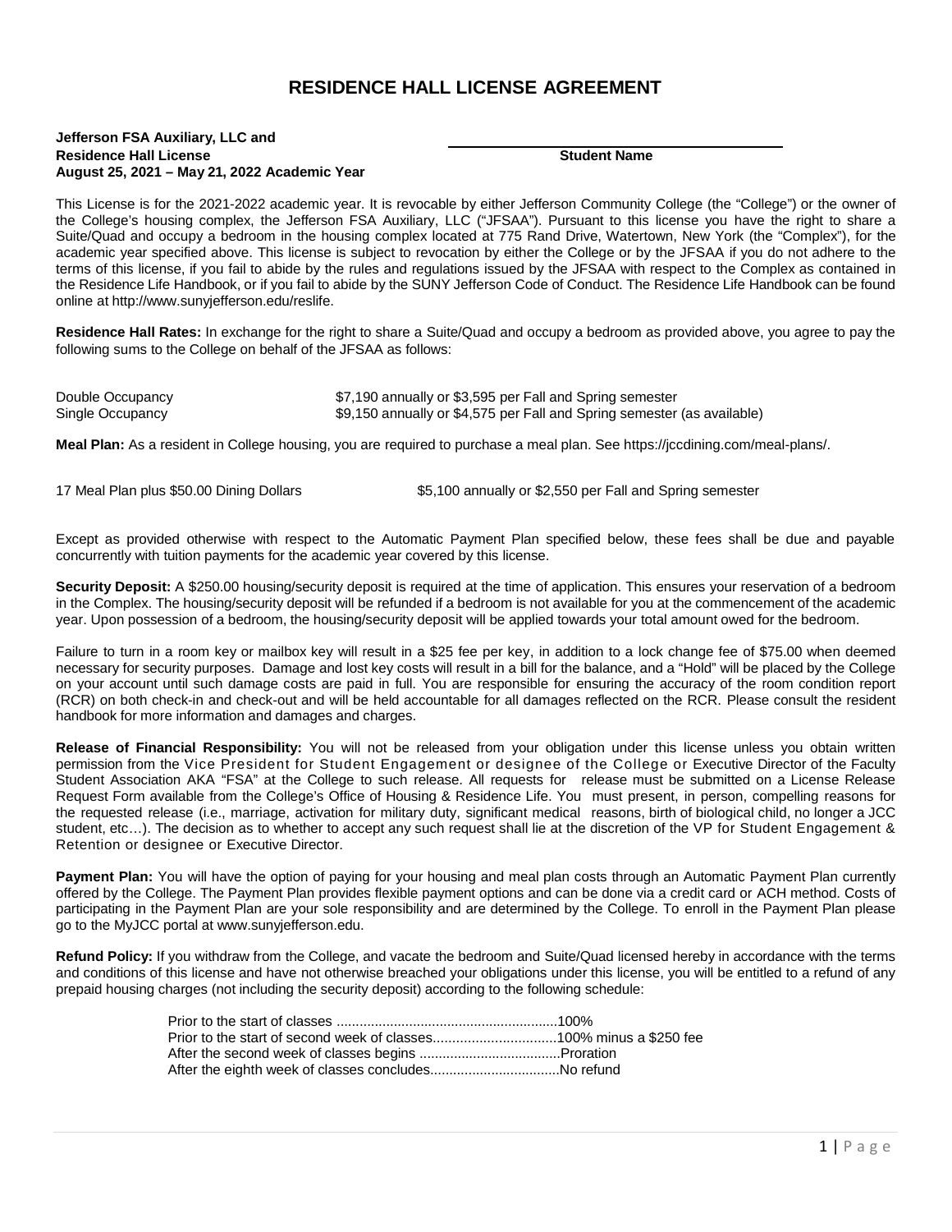# RESIDENCE HALL LICENSE AGREEMENT

**Jefferson FSA Auxiliary, LLC and**
**Residence Hall License**
**August 25, 2021 – May 21, 2022 Academic Year**

\_\_\_\_\_\_\_\_\_\_\_\_\_\_\_\_\_\_\_\_\_\_\_\_\_\_\_\_\_\_\_\_\_\_\_\_\_\_\_\_
**Student Name**

This License is for the 2021-2022 academic year. It is revocable by either Jefferson Community College (the "College") or the owner of the College's housing complex, the Jefferson FSA Auxiliary, LLC ("JFSAA"). Pursuant to this license you have the right to share a Suite/Quad and occupy a bedroom in the housing complex located at 775 Rand Drive, Watertown, New York (the "Complex"), for the academic year specified above. This license is subject to revocation by either the College or by the JFSAA if you do not adhere to the terms of this license, if you fail to abide by the rules and regulations issued by the JFSAA with respect to the Complex as contained in the Residence Life Handbook, or if you fail to abide by the SUNY Jefferson Code of Conduct. The Residence Life Handbook can be found online at http://www.sunyjefferson.edu/reslife.

**Residence Hall Rates:** In exchange for the right to share a Suite/Quad and occupy a bedroom as provided above, you agree to pay the following sums to the College on behalf of the JFSAA as follows:

| | |
|---|---|
| Double Occupancy | $7,190 annually or $3,595 per Fall and Spring semester |
| Single Occupancy | $9,150 annually or $4,575 per Fall and Spring semester (as available) |

**Meal Plan:** As a resident in College housing, you are required to purchase a meal plan. See https://jccdining.com/meal-plans/.

| | |
|---|---|
| 17 Meal Plan plus $50.00 Dining Dollars | $5,100 annually or $2,550 per Fall and Spring semester |

Except as provided otherwise with respect to the Automatic Payment Plan specified below, these fees shall be due and payable concurrently with tuition payments for the academic year covered by this license.

**Security Deposit:** A $250.00 housing/security deposit is required at the time of application. This ensures your reservation of a bedroom in the Complex. The housing/security deposit will be refunded if a bedroom is not available for you at the commencement of the academic year. Upon possession of a bedroom, the housing/security deposit will be applied towards your total amount owed for the bedroom.

Failure to turn in a room key or mailbox key will result in a $25 fee per key, in addition to a lock change fee of $75.00 when deemed necessary for security purposes. Damage and lost key costs will result in a bill for the balance, and a "Hold" will be placed by the College on your account until such damage costs are paid in full. You are responsible for ensuring the accuracy of the room condition report (RCR) on both check-in and check-out and will be held accountable for all damages reflected on the RCR. Please consult the resident handbook for more information and damages and charges.

**Release of Financial Responsibility:** You will not be released from your obligation under this license unless you obtain written permission from the Vice President for Student Engagement or designee of the College or Executive Director of the Faculty Student Association AKA "FSA" at the College to such release. All requests for release must be submitted on a License Release Request Form available from the College's Office of Housing & Residence Life. You must present, in person, compelling reasons for the requested release (i.e., marriage, activation for military duty, significant medical reasons, birth of biological child, no longer a JCC student, etc…). The decision as to whether to accept any such request shall lie at the discretion of the VP for Student Engagement & Retention or designee or Executive Director.

**Payment Plan:** You will have the option of paying for your housing and meal plan costs through an Automatic Payment Plan currently offered by the College. The Payment Plan provides flexible payment options and can be done via a credit card or ACH method. Costs of participating in the Payment Plan are your sole responsibility and are determined by the College. To enroll in the Payment Plan please go to the MyJCC portal at www.sunyjefferson.edu.

**Refund Policy:** If you withdraw from the College, and vacate the bedroom and Suite/Quad licensed hereby in accordance with the terms and conditions of this license and have not otherwise breached your obligations under this license, you will be entitled to a refund of any prepaid housing charges (not including the security deposit) according to the following schedule:

- Prior to the start of classes ..........................................................100%
- Prior to the start of second week of classes................................100% minus a $250 fee
- After the second week of classes begins ....................................Proration
- After the eighth week of classes concludes.................................No refund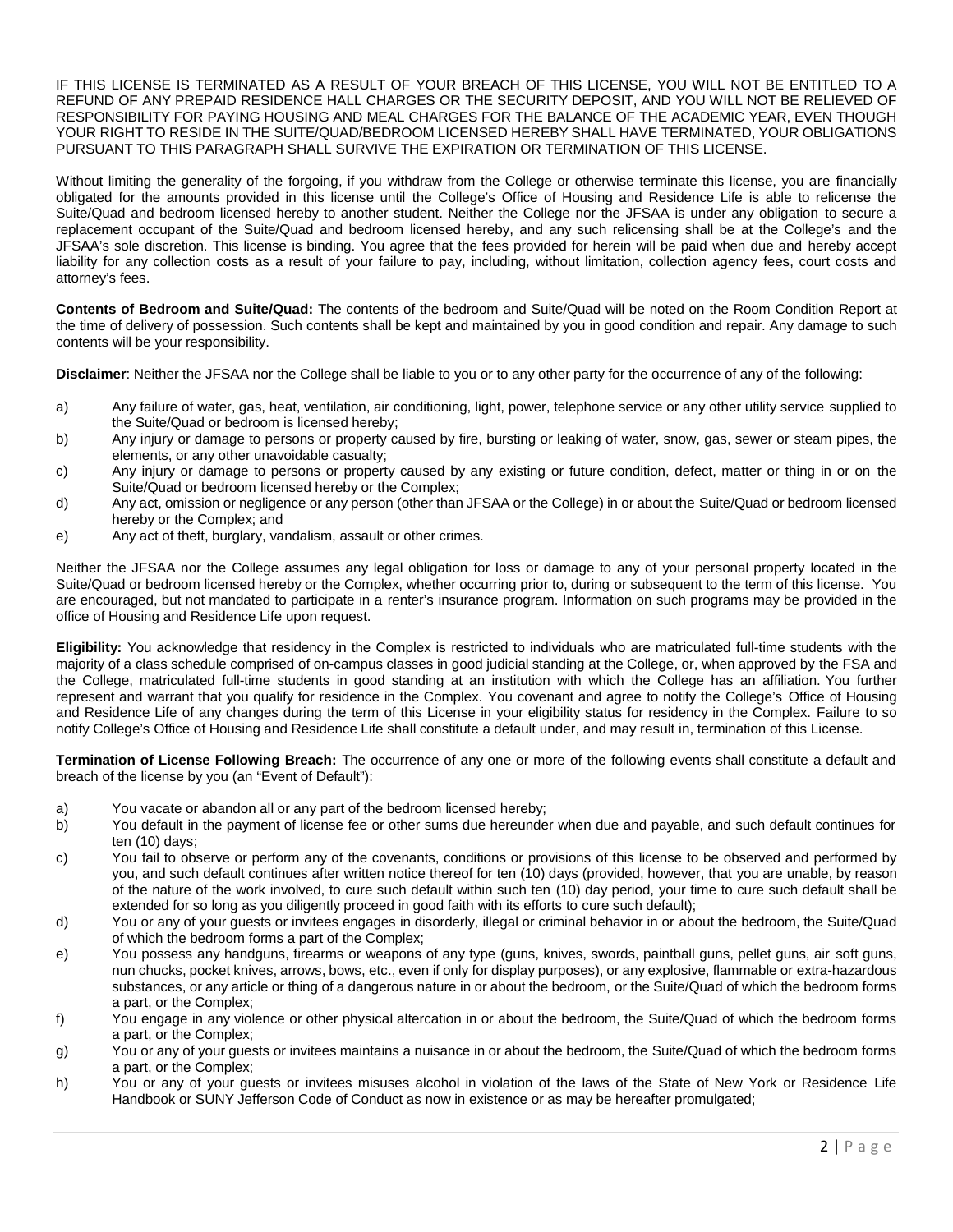IF THIS LICENSE IS TERMINATED AS A RESULT OF YOUR BREACH OF THIS LICENSE, YOU WILL NOT BE ENTITLED TO A REFUND OF ANY PREPAID RESIDENCE HALL CHARGES OR THE SECURITY DEPOSIT, AND YOU WILL NOT BE RELIEVED OF RESPONSIBILITY FOR PAYING HOUSING AND MEAL CHARGES FOR THE BALANCE OF THE ACADEMIC YEAR, EVEN THOUGH YOUR RIGHT TO RESIDE IN THE SUITE/QUAD/BEDROOM LICENSED HEREBY SHALL HAVE TERMINATED, YOUR OBLIGATIONS PURSUANT TO THIS PARAGRAPH SHALL SURVIVE THE EXPIRATION OR TERMINATION OF THIS LICENSE.

Without limiting the generality of the forgoing, if you withdraw from the College or otherwise terminate this license, you are financially obligated for the amounts provided in this license until the College's Office of Housing and Residence Life is able to relicense the Suite/Quad and bedroom licensed hereby to another student. Neither the College nor the JFSAA is under any obligation to secure a replacement occupant of the Suite/Quad and bedroom licensed hereby, and any such relicensing shall be at the College's and the JFSAA's sole discretion. This license is binding. You agree that the fees provided for herein will be paid when due and hereby accept liability for any collection costs as a result of your failure to pay, including, without limitation, collection agency fees, court costs and attorney's fees.

**Contents of Bedroom and Suite/Quad:** The contents of the bedroom and Suite/Quad will be noted on the Room Condition Report at the time of delivery of possession. Such contents shall be kept and maintained by you in good condition and repair. Any damage to such contents will be your responsibility.

**Disclaimer**: Neither the JFSAA nor the College shall be liable to you or to any other party for the occurrence of any of the following:

a) Any failure of water, gas, heat, ventilation, air conditioning, light, power, telephone service or any other utility service supplied to the Suite/Quad or bedroom is licensed hereby;
b) Any injury or damage to persons or property caused by fire, bursting or leaking of water, snow, gas, sewer or steam pipes, the elements, or any other unavoidable casualty;
c) Any injury or damage to persons or property caused by any existing or future condition, defect, matter or thing in or on the Suite/Quad or bedroom licensed hereby or the Complex;
d) Any act, omission or negligence or any person (other than JFSAA or the College) in or about the Suite/Quad or bedroom licensed hereby or the Complex; and
e) Any act of theft, burglary, vandalism, assault or other crimes.

Neither the JFSAA nor the College assumes any legal obligation for loss or damage to any of your personal property located in the Suite/Quad or bedroom licensed hereby or the Complex, whether occurring prior to, during or subsequent to the term of this license. You are encouraged, but not mandated to participate in a renter's insurance program. Information on such programs may be provided in the office of Housing and Residence Life upon request.

**Eligibility:** You acknowledge that residency in the Complex is restricted to individuals who are matriculated full-time students with the majority of a class schedule comprised of on-campus classes in good judicial standing at the College, or, when approved by the FSA and the College, matriculated full-time students in good standing at an institution with which the College has an affiliation. You further represent and warrant that you qualify for residence in the Complex. You covenant and agree to notify the College's Office of Housing and Residence Life of any changes during the term of this License in your eligibility status for residency in the Complex. Failure to so notify College's Office of Housing and Residence Life shall constitute a default under, and may result in, termination of this License.

**Termination of License Following Breach:** The occurrence of any one or more of the following events shall constitute a default and breach of the license by you (an "Event of Default"):

a) You vacate or abandon all or any part of the bedroom licensed hereby;
b) You default in the payment of license fee or other sums due hereunder when due and payable, and such default continues for ten (10) days;
c) You fail to observe or perform any of the covenants, conditions or provisions of this license to be observed and performed by you, and such default continues after written notice thereof for ten (10) days (provided, however, that you are unable, by reason of the nature of the work involved, to cure such default within such ten (10) day period, your time to cure such default shall be extended for so long as you diligently proceed in good faith with its efforts to cure such default);
d) You or any of your guests or invitees engages in disorderly, illegal or criminal behavior in or about the bedroom, the Suite/Quad of which the bedroom forms a part of the Complex;
e) You possess any handguns, firearms or weapons of any type (guns, knives, swords, paintball guns, pellet guns, air soft guns, nun chucks, pocket knives, arrows, bows, etc., even if only for display purposes), or any explosive, flammable or extra-hazardous substances, or any article or thing of a dangerous nature in or about the bedroom, or the Suite/Quad of which the bedroom forms a part, or the Complex;
f) You engage in any violence or other physical altercation in or about the bedroom, the Suite/Quad of which the bedroom forms a part, or the Complex;
g) You or any of your guests or invitees maintains a nuisance in or about the bedroom, the Suite/Quad of which the bedroom forms a part, or the Complex;
h) You or any of your guests or invitees misuses alcohol in violation of the laws of the State of New York or Residence Life Handbook or SUNY Jefferson Code of Conduct as now in existence or as may be hereafter promulgated;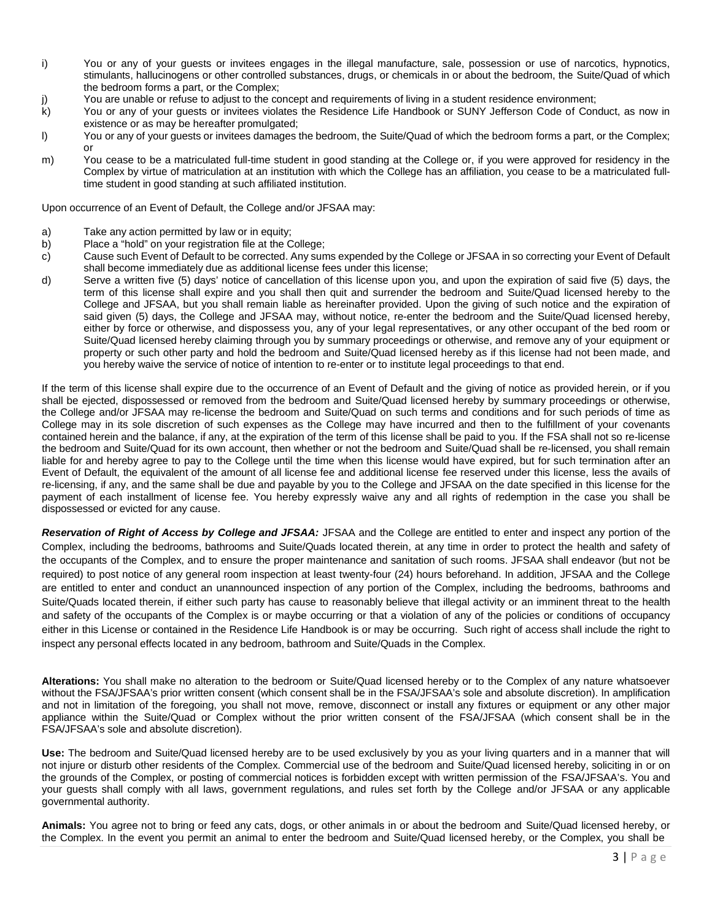i) You or any of your guests or invitees engages in the illegal manufacture, sale, possession or use of narcotics, hypnotics, stimulants, hallucinogens or other controlled substances, drugs, or chemicals in or about the bedroom, the Suite/Quad of which the bedroom forms a part, or the Complex;

j) You are unable or refuse to adjust to the concept and requirements of living in a student residence environment;

k) You or any of your guests or invitees violates the Residence Life Handbook or SUNY Jefferson Code of Conduct, as now in existence or as may be hereafter promulgated;

l) You or any of your guests or invitees damages the bedroom, the Suite/Quad of which the bedroom forms a part, or the Complex; or

m) You cease to be a matriculated full-time student in good standing at the College or, if you were approved for residency in the Complex by virtue of matriculation at an institution with which the College has an affiliation, you cease to be a matriculated full-time student in good standing at such affiliated institution.

Upon occurrence of an Event of Default, the College and/or JFSAA may:

a) Take any action permitted by law or in equity;

b) Place a "hold" on your registration file at the College;

c) Cause such Event of Default to be corrected. Any sums expended by the College or JFSAA in so correcting your Event of Default shall become immediately due as additional license fees under this license;

d) Serve a written five (5) days' notice of cancellation of this license upon you, and upon the expiration of said five (5) days, the term of this license shall expire and you shall then quit and surrender the bedroom and Suite/Quad licensed hereby to the College and JFSAA, but you shall remain liable as hereinafter provided. Upon the giving of such notice and the expiration of said given (5) days, the College and JFSAA may, without notice, re-enter the bedroom and the Suite/Quad licensed hereby, either by force or otherwise, and dispossess you, any of your legal representatives, or any other occupant of the bed room or Suite/Quad licensed hereby claiming through you by summary proceedings or otherwise, and remove any of your equipment or property or such other party and hold the bedroom and Suite/Quad licensed hereby as if this license had not been made, and you hereby waive the service of notice of intention to re-enter or to institute legal proceedings to that end.

If the term of this license shall expire due to the occurrence of an Event of Default and the giving of notice as provided herein, or if you shall be ejected, dispossessed or removed from the bedroom and Suite/Quad licensed hereby by summary proceedings or otherwise, the College and/or JFSAA may re-license the bedroom and Suite/Quad on such terms and conditions and for such periods of time as College may in its sole discretion of such expenses as the College may have incurred and then to the fulfillment of your covenants contained herein and the balance, if any, at the expiration of the term of this license shall be paid to you. If the FSA shall not so re-license the bedroom and Suite/Quad for its own account, then whether or not the bedroom and Suite/Quad shall be re-licensed, you shall remain liable for and hereby agree to pay to the College until the time when this license would have expired, but for such termination after an Event of Default, the equivalent of the amount of all license fee and additional license fee reserved under this license, less the avails of re-licensing, if any, and the same shall be due and payable by you to the College and JFSAA on the date specified in this license for the payment of each installment of license fee. You hereby expressly waive any and all rights of redemption in the case you shall be dispossessed or evicted for any cause.

***Reservation of Right of Access by College and JFSAA:*** JFSAA and the College are entitled to enter and inspect any portion of the Complex, including the bedrooms, bathrooms and Suite/Quads located therein, at any time in order to protect the health and safety of the occupants of the Complex, and to ensure the proper maintenance and sanitation of such rooms. JFSAA shall endeavor (but not be required) to post notice of any general room inspection at least twenty-four (24) hours beforehand. In addition, JFSAA and the College are entitled to enter and conduct an unannounced inspection of any portion of the Complex, including the bedrooms, bathrooms and Suite/Quads located therein, if either such party has cause to reasonably believe that illegal activity or an imminent threat to the health and safety of the occupants of the Complex is or maybe occurring or that a violation of any of the policies or conditions of occupancy either in this License or contained in the Residence Life Handbook is or may be occurring. Such right of access shall include the right to inspect any personal effects located in any bedroom, bathroom and Suite/Quads in the Complex.

**Alterations:** You shall make no alteration to the bedroom or Suite/Quad licensed hereby or to the Complex of any nature whatsoever without the FSA/JFSAA's prior written consent (which consent shall be in the FSA/JFSAA's sole and absolute discretion). In amplification and not in limitation of the foregoing, you shall not move, remove, disconnect or install any fixtures or equipment or any other major appliance within the Suite/Quad or Complex without the prior written consent of the FSA/JFSAA (which consent shall be in the FSA/JFSAA's sole and absolute discretion).

**Use:** The bedroom and Suite/Quad licensed hereby are to be used exclusively by you as your living quarters and in a manner that will not injure or disturb other residents of the Complex. Commercial use of the bedroom and Suite/Quad licensed hereby, soliciting in or on the grounds of the Complex, or posting of commercial notices is forbidden except with written permission of the FSA/JFSAA's. You and your guests shall comply with all laws, government regulations, and rules set forth by the College and/or JFSAA or any applicable governmental authority.

**Animals:** You agree not to bring or feed any cats, dogs, or other animals in or about the bedroom and Suite/Quad licensed hereby, or the Complex. In the event you permit an animal to enter the bedroom and Suite/Quad licensed hereby, or the Complex, you shall be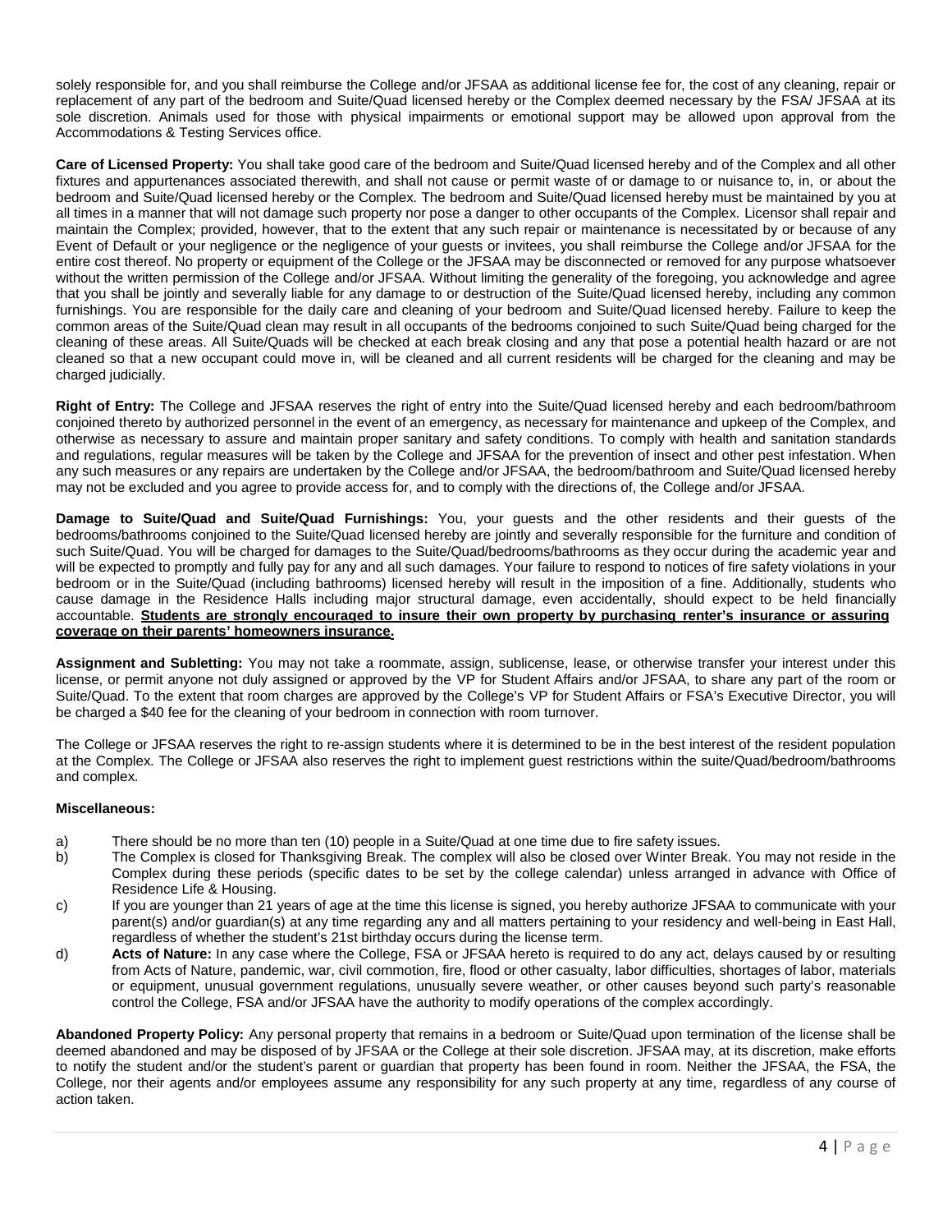solely responsible for, and you shall reimburse the College and/or JFSAA as additional license fee for, the cost of any cleaning, repair or replacement of any part of the bedroom and Suite/Quad licensed hereby or the Complex deemed necessary by the FSA/ JFSAA at its sole discretion. Animals used for those with physical impairments or emotional support may be allowed upon approval from the Accommodations & Testing Services office.

**Care of Licensed Property:** You shall take good care of the bedroom and Suite/Quad licensed hereby and of the Complex and all other fixtures and appurtenances associated therewith, and shall not cause or permit waste of or damage to or nuisance to, in, or about the bedroom and Suite/Quad licensed hereby or the Complex. The bedroom and Suite/Quad licensed hereby must be maintained by you at all times in a manner that will not damage such property nor pose a danger to other occupants of the Complex. Licensor shall repair and maintain the Complex; provided, however, that to the extent that any such repair or maintenance is necessitated by or because of any Event of Default or your negligence or the negligence of your guests or invitees, you shall reimburse the College and/or JFSAA for the entire cost thereof. No property or equipment of the College or the JFSAA may be disconnected or removed for any purpose whatsoever without the written permission of the College and/or JFSAA. Without limiting the generality of the foregoing, you acknowledge and agree that you shall be jointly and severally liable for any damage to or destruction of the Suite/Quad licensed hereby, including any common furnishings. You are responsible for the daily care and cleaning of your bedroom and Suite/Quad licensed hereby. Failure to keep the common areas of the Suite/Quad clean may result in all occupants of the bedrooms conjoined to such Suite/Quad being charged for the cleaning of these areas. All Suite/Quads will be checked at each break closing and any that pose a potential health hazard or are not cleaned so that a new occupant could move in, will be cleaned and all current residents will be charged for the cleaning and may be charged judicially.

**Right of Entry:** The College and JFSAA reserves the right of entry into the Suite/Quad licensed hereby and each bedroom/bathroom conjoined thereto by authorized personnel in the event of an emergency, as necessary for maintenance and upkeep of the Complex, and otherwise as necessary to assure and maintain proper sanitary and safety conditions. To comply with health and sanitation standards and regulations, regular measures will be taken by the College and JFSAA for the prevention of insect and other pest infestation. When any such measures or any repairs are undertaken by the College and/or JFSAA, the bedroom/bathroom and Suite/Quad licensed hereby may not be excluded and you agree to provide access for, and to comply with the directions of, the College and/or JFSAA.

**Damage to Suite/Quad and Suite/Quad Furnishings:** You, your guests and the other residents and their guests of the bedrooms/bathrooms conjoined to the Suite/Quad licensed hereby are jointly and severally responsible for the furniture and condition of such Suite/Quad. You will be charged for damages to the Suite/Quad/bedrooms/bathrooms as they occur during the academic year and will be expected to promptly and fully pay for any and all such damages. Your failure to respond to notices of fire safety violations in your bedroom or in the Suite/Quad (including bathrooms) licensed hereby will result in the imposition of a fine. Additionally, students who cause damage in the Residence Halls including major structural damage, even accidentally, should expect to be held financially accountable. **<u>Students are strongly encouraged to insure their own property by purchasing renter's insurance or assuring coverage on their parents' homeowners insurance.</u>**

**Assignment and Subletting:** You may not take a roommate, assign, sublicense, lease, or otherwise transfer your interest under this license, or permit anyone not duly assigned or approved by the VP for Student Affairs and/or JFSAA, to share any part of the room or Suite/Quad. To the extent that room charges are approved by the College's VP for Student Affairs or FSA's Executive Director, you will be charged a $40 fee for the cleaning of your bedroom in connection with room turnover.

The College or JFSAA reserves the right to re-assign students where it is determined to be in the best interest of the resident population at the Complex. The College or JFSAA also reserves the right to implement guest restrictions within the suite/Quad/bedroom/bathrooms and complex.

**Miscellaneous:**

a) There should be no more than ten (10) people in a Suite/Quad at one time due to fire safety issues.
b) The Complex is closed for Thanksgiving Break. The complex will also be closed over Winter Break. You may not reside in the Complex during these periods (specific dates to be set by the college calendar) unless arranged in advance with Office of Residence Life & Housing.
c) If you are younger than 21 years of age at the time this license is signed, you hereby authorize JFSAA to communicate with your parent(s) and/or guardian(s) at any time regarding any and all matters pertaining to your residency and well-being in East Hall, regardless of whether the student's 21st birthday occurs during the license term.
d) **Acts of Nature:** In any case where the College, FSA or JFSAA hereto is required to do any act, delays caused by or resulting from Acts of Nature, pandemic, war, civil commotion, fire, flood or other casualty, labor difficulties, shortages of labor, materials or equipment, unusual government regulations, unusually severe weather, or other causes beyond such party's reasonable control the College, FSA and/or JFSAA have the authority to modify operations of the complex accordingly.

**Abandoned Property Policy:** Any personal property that remains in a bedroom or Suite/Quad upon termination of the license shall be deemed abandoned and may be disposed of by JFSAA or the College at their sole discretion. JFSAA may, at its discretion, make efforts to notify the student and/or the student's parent or guardian that property has been found in room. Neither the JFSAA, the FSA, the College, nor their agents and/or employees assume any responsibility for any such property at any time, regardless of any course of action taken.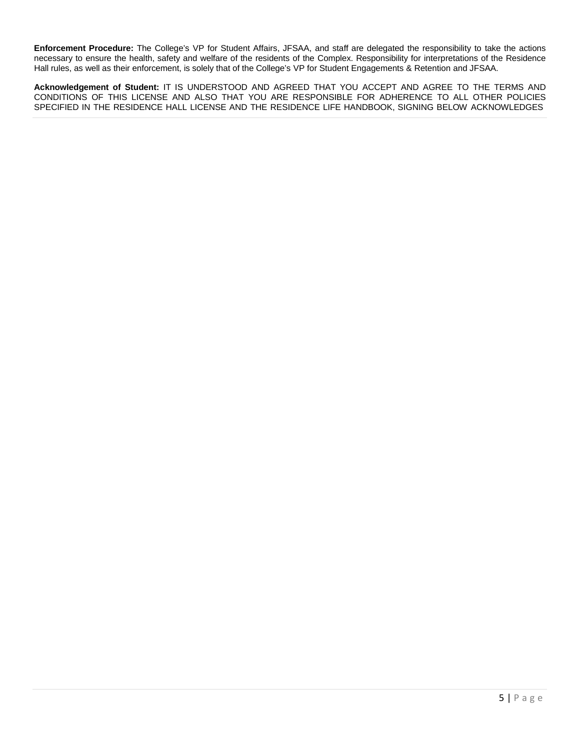**Enforcement Procedure:** The College's VP for Student Affairs, JFSAA, and staff are delegated the responsibility to take the actions necessary to ensure the health, safety and welfare of the residents of the Complex. Responsibility for interpretations of the Residence Hall rules, as well as their enforcement, is solely that of the College's VP for Student Engagements & Retention and JFSAA.

**Acknowledgement of Student:** IT IS UNDERSTOOD AND AGREED THAT YOU ACCEPT AND AGREE TO THE TERMS AND CONDITIONS OF THIS LICENSE AND ALSO THAT YOU ARE RESPONSIBLE FOR ADHERENCE TO ALL OTHER POLICIES SPECIFIED IN THE RESIDENCE HALL LICENSE AND THE RESIDENCE LIFE HANDBOOK, SIGNING BELOW ACKNOWLEDGES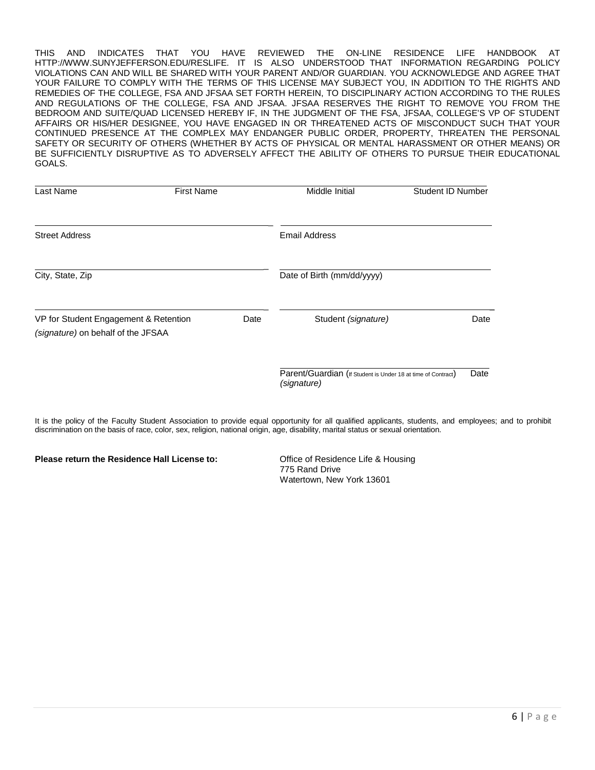THIS AND INDICATES THAT YOU HAVE REVIEWED THE ON-LINE RESIDENCE LIFE HANDBOOK AT HTTP://WWW.SUNYJEFFERSON.EDU/RESLIFE. IT IS ALSO UNDERSTOOD THAT INFORMATION REGARDING POLICY VIOLATIONS CAN AND WILL BE SHARED WITH YOUR PARENT AND/OR GUARDIAN. YOU ACKNOWLEDGE AND AGREE THAT YOUR FAILURE TO COMPLY WITH THE TERMS OF THIS LICENSE MAY SUBJECT YOU, IN ADDITION TO THE RIGHTS AND REMEDIES OF THE COLLEGE, FSA AND JFSAA SET FORTH HEREIN, TO DISCIPLINARY ACTION ACCORDING TO THE RULES AND REGULATIONS OF THE COLLEGE, FSA AND JFSAA. JFSAA RESERVES THE RIGHT TO REMOVE YOU FROM THE BEDROOM AND SUITE/QUAD LICENSED HEREBY IF, IN THE JUDGMENT OF THE FSA, JFSAA, COLLEGE'S VP OF STUDENT AFFAIRS OR HIS/HER DESIGNEE, YOU HAVE ENGAGED IN OR THREATENED ACTS OF MISCONDUCT SUCH THAT YOUR CONTINUED PRESENCE AT THE COMPLEX MAY ENDANGER PUBLIC ORDER, PROPERTY, THREATEN THE PERSONAL SAFETY OR SECURITY OF OTHERS (WHETHER BY ACTS OF PHYSICAL OR MENTAL HARASSMENT OR OTHER MEANS) OR BE SUFFICIENTLY DISRUPTIVE AS TO ADVERSELY AFFECT THE ABILITY OF OTHERS TO PURSUE THEIR EDUCATIONAL GOALS.

______________________________________________________________________

Last Name First Name Middle Initial Student ID Number

______________________________ ______________________________

Street Address Email Address

______________________________ ______________________________

City, State, Zip Date of Birth (mm/dd/yyyy)

______________________________ ______________________________

VP for Student Engagement & Retention *(signature)* on behalf of the JFSAA Date

Student *(signature)* Date

______________________________

Parent/Guardian (If Student is Under 18 at time of Contract) *(signature)* Date

It is the policy of the Faculty Student Association to provide equal opportunity for all qualified applicants, students, and employees; and to prohibit discrimination on the basis of race, color, sex, religion, national origin, age, disability, marital status or sexual orientation.

**Please return the Residence Hall License to:**

Office of Residence Life & Housing
775 Rand Drive
Watertown, New York 13601